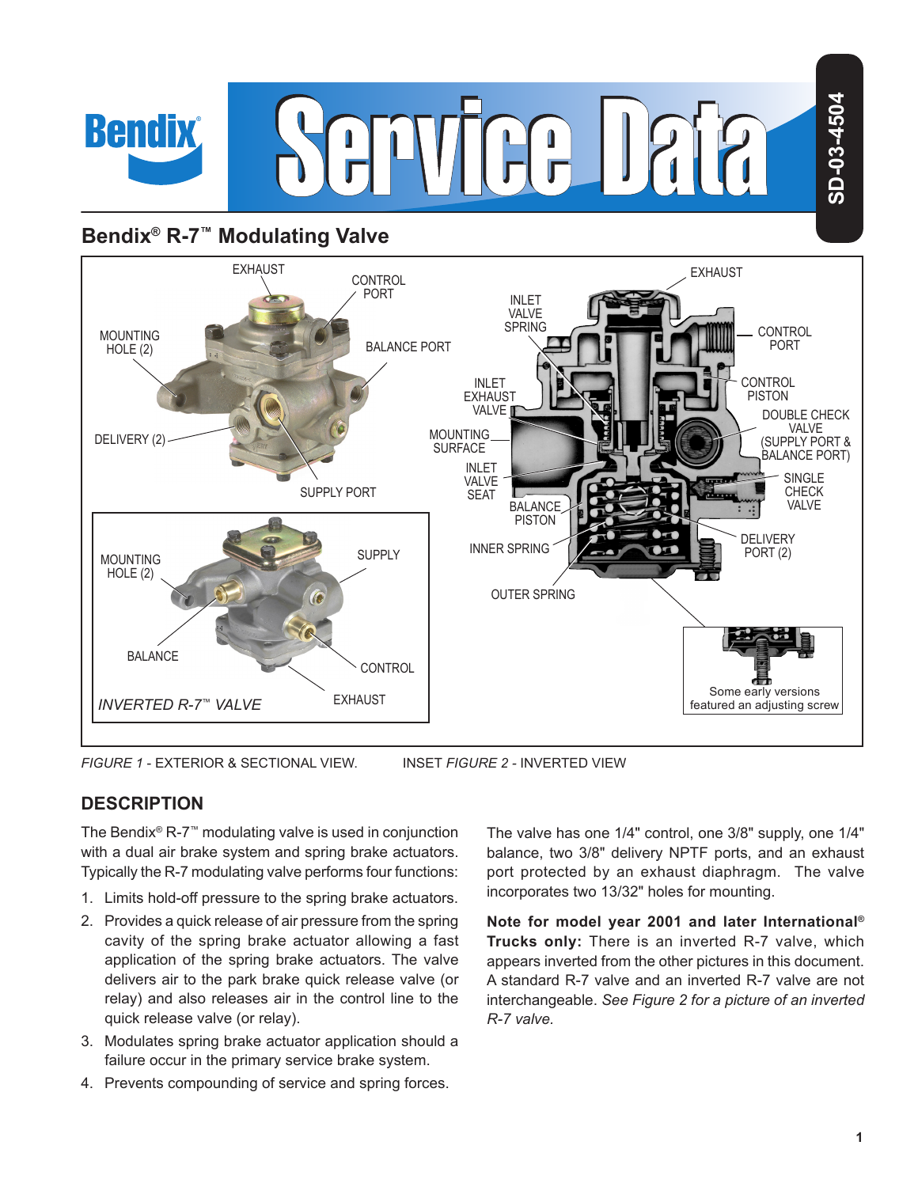# Bendix® R-7™ Modulating Valve

FIGURE 1 - EXTERIOR & SECTIONAL VIEW. INSET FIGURE 2 - INVERTED VIEW

## DESCRIPTION

The Bendix® R-7™ modulating valve is used in conjunction with a dual air brake system and spring brake actuators. Typically the R-7 modulating valve performs four functions:

1. Limits hold-off pressure to the spring brake actuators.
2. Provides a quick release of air pressure from the spring cavity of the spring brake actuator allowing a fast application of the spring brake actuators. The valve delivers air to the park brake quick release valve (or relay) and also releases air in the control line to the quick release valve (or relay).
3. Modulates spring brake actuator application should a failure occur in the primary service brake system.
4. Prevents compounding of service and spring forces.

The valve has one 1/4" control, one 3/8" supply, one 1/4" balance, two 3/8" delivery NPTF ports, and an exhaust port protected by an exhaust diaphragm. The valve incorporates two 13/32" holes for mounting.

**Note for model year 2001 and later International® Trucks only:** There is an inverted R-7 valve, which appears inverted from the other pictures in this document. A standard R-7 valve and an inverted R-7 valve are not interchangeable. *See Figure 2 for a picture of an inverted R-7 valve.*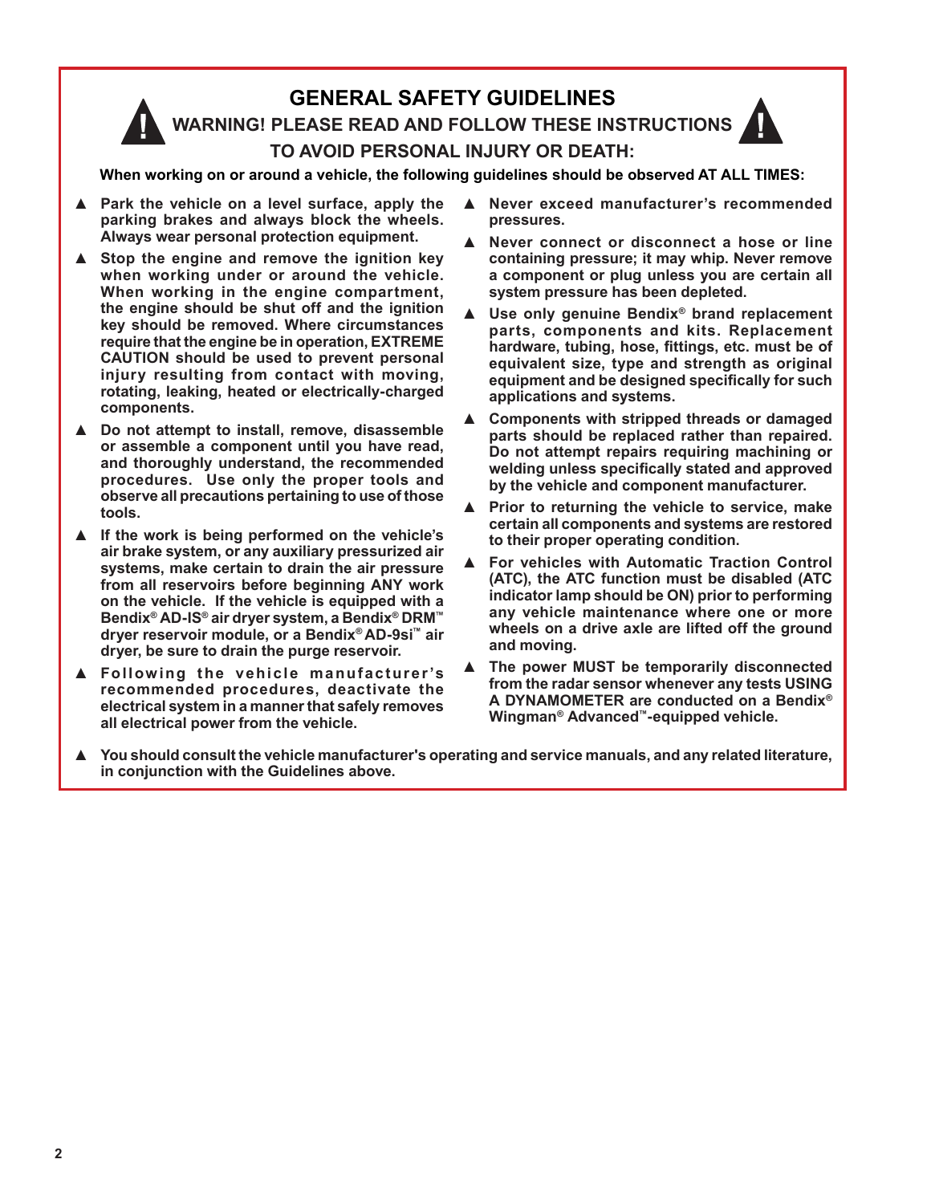# GENERAL SAFETY GUIDELINES

## WARNING! PLEASE READ AND FOLLOW THESE INSTRUCTIONS TO AVOID PERSONAL INJURY OR DEATH:

**When working on or around a vehicle, the following guidelines should be observed AT ALL TIMES:**

- ▲ **Park the vehicle on a level surface, apply the parking brakes and always block the wheels. Always wear personal protection equipment.**
- ▲ **Stop the engine and remove the ignition key when working under or around the vehicle. When working in the engine compartment, the engine should be shut off and the ignition key should be removed. Where circumstances require that the engine be in operation, EXTREME CAUTION should be used to prevent personal injury resulting from contact with moving, rotating, leaking, heated or electrically-charged components.**
- ▲ **Do not attempt to install, remove, disassemble or assemble a component until you have read, and thoroughly understand, the recommended procedures. Use only the proper tools and observe all precautions pertaining to use of those tools.**
- ▲ **If the work is being performed on the vehicle's air brake system, or any auxiliary pressurized air systems, make certain to drain the air pressure from all reservoirs before beginning ANY work on the vehicle. If the vehicle is equipped with a Bendix® AD-IS® air dryer system, a Bendix® DRM™ dryer reservoir module, or a Bendix® AD-9si™ air dryer, be sure to drain the purge reservoir.**
- ▲ **Following the vehicle manufacturer's recommended procedures, deactivate the electrical system in a manner that safely removes all electrical power from the vehicle.**
- ▲ **Never exceed manufacturer's recommended pressures.**
- ▲ **Never connect or disconnect a hose or line containing pressure; it may whip. Never remove a component or plug unless you are certain all system pressure has been depleted.**
- ▲ **Use only genuine Bendix® brand replacement parts, components and kits. Replacement hardware, tubing, hose, fittings, etc. must be of equivalent size, type and strength as original equipment and be designed specifically for such applications and systems.**
- ▲ **Components with stripped threads or damaged parts should be replaced rather than repaired. Do not attempt repairs requiring machining or welding unless specifically stated and approved by the vehicle and component manufacturer.**
- ▲ **Prior to returning the vehicle to service, make certain all components and systems are restored to their proper operating condition.**
- ▲ **For vehicles with Automatic Traction Control (ATC), the ATC function must be disabled (ATC indicator lamp should be ON) prior to performing any vehicle maintenance where one or more wheels on a drive axle are lifted off the ground and moving.**
- ▲ **The power MUST be temporarily disconnected from the radar sensor whenever any tests USING A DYNAMOMETER are conducted on a Bendix® Wingman® Advanced™-equipped vehicle.**
- ▲ **You should consult the vehicle manufacturer's operating and service manuals, and any related literature, in conjunction with the Guidelines above.**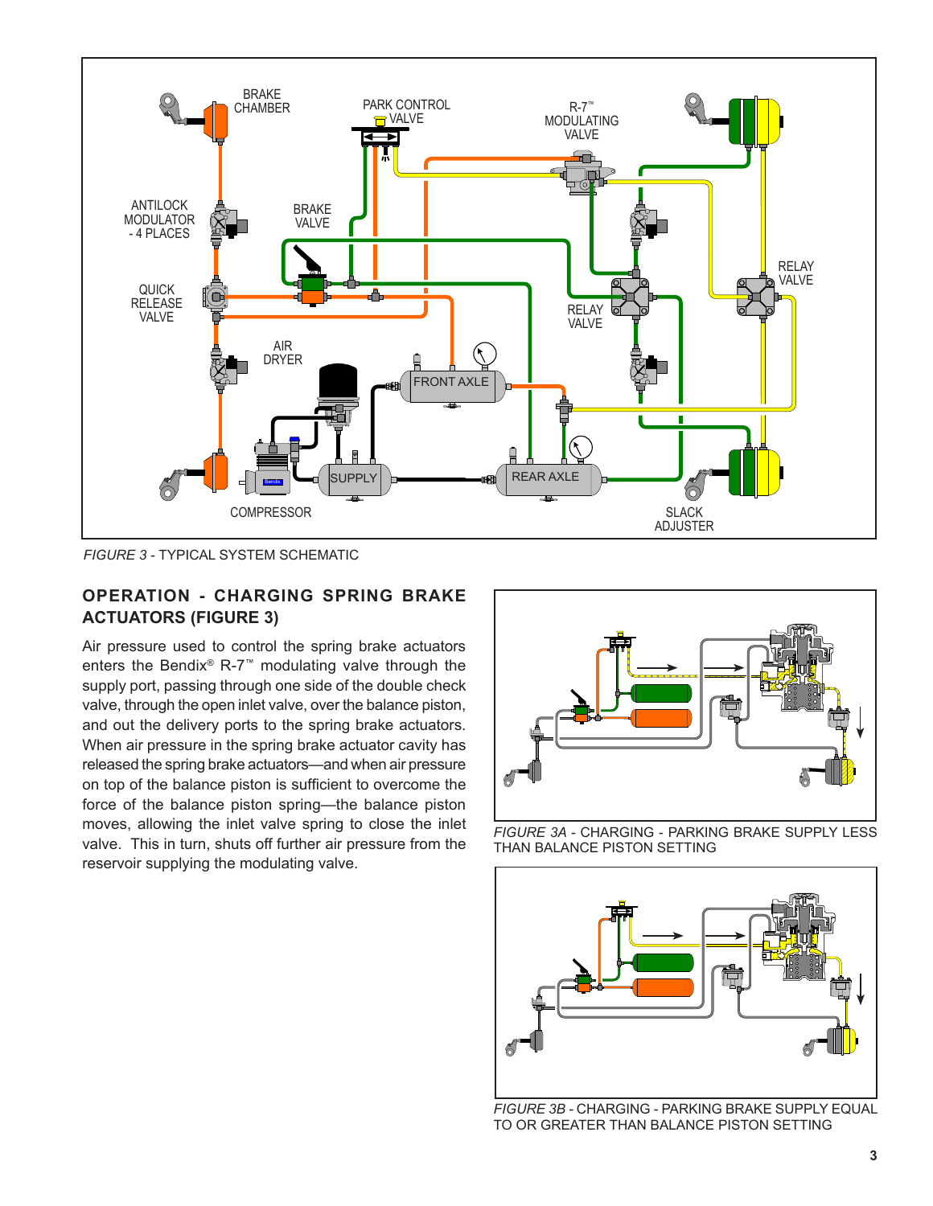*FIGURE 3* - TYPICAL SYSTEM SCHEMATIC

## OPERATION - CHARGING SPRING BRAKE ACTUATORS (FIGURE 3)

Air pressure used to control the spring brake actuators enters the Bendix® R-7™ modulating valve through the supply port, passing through one side of the double check valve, through the open inlet valve, over the balance piston, and out the delivery ports to the spring brake actuators. When air pressure in the spring brake actuator cavity has released the spring brake actuators—and when air pressure on top of the balance piston is sufficient to overcome the force of the balance piston spring—the balance piston moves, allowing the inlet valve spring to close the inlet valve. This in turn, shuts off further air pressure from the reservoir supplying the modulating valve.

*FIGURE 3A* - CHARGING - PARKING BRAKE SUPPLY LESS THAN BALANCE PISTON SETTING

*FIGURE 3B* - CHARGING - PARKING BRAKE SUPPLY EQUAL TO OR GREATER THAN BALANCE PISTON SETTING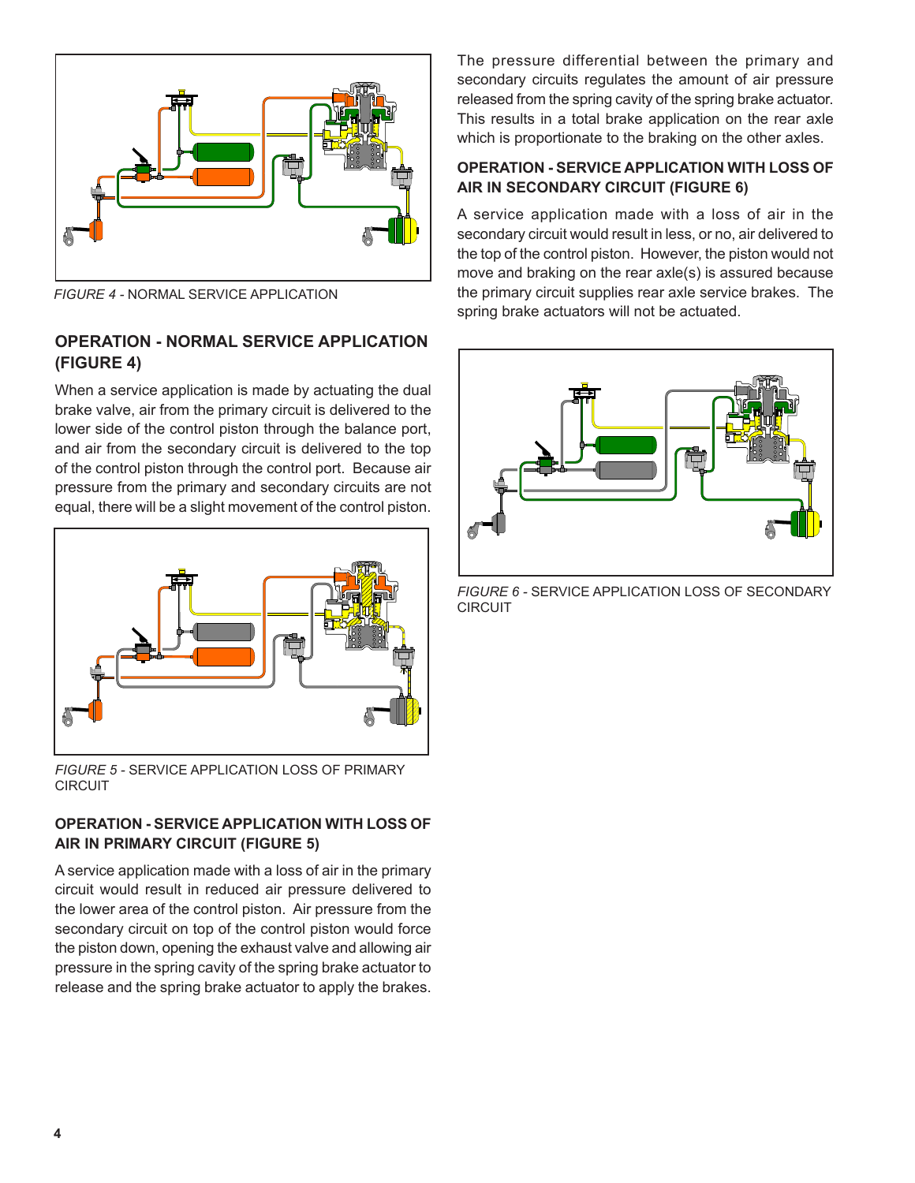*FIGURE 4* - NORMAL SERVICE APPLICATION

## OPERATION - NORMAL SERVICE APPLICATION (FIGURE 4)

When a service application is made by actuating the dual brake valve, air from the primary circuit is delivered to the lower side of the control piston through the balance port, and air from the secondary circuit is delivered to the top of the control piston through the control port. Because air pressure from the primary and secondary circuits are not equal, there will be a slight movement of the control piston.

*FIGURE 5* - SERVICE APPLICATION LOSS OF PRIMARY CIRCUIT

## OPERATION - SERVICE APPLICATION WITH LOSS OF AIR IN PRIMARY CIRCUIT (FIGURE 5)

A service application made with a loss of air in the primary circuit would result in reduced air pressure delivered to the lower area of the control piston. Air pressure from the secondary circuit on top of the control piston would force the piston down, opening the exhaust valve and allowing air pressure in the spring cavity of the spring brake actuator to release and the spring brake actuator to apply the brakes.

The pressure differential between the primary and secondary circuits regulates the amount of air pressure released from the spring cavity of the spring brake actuator. This results in a total brake application on the rear axle which is proportionate to the braking on the other axles.

## OPERATION - SERVICE APPLICATION WITH LOSS OF AIR IN SECONDARY CIRCUIT (FIGURE 6)

A service application made with a loss of air in the secondary circuit would result in less, or no, air delivered to the top of the control piston. However, the piston would not move and braking on the rear axle(s) is assured because the primary circuit supplies rear axle service brakes. The spring brake actuators will not be actuated.

*FIGURE 6* - SERVICE APPLICATION LOSS OF SECONDARY CIRCUIT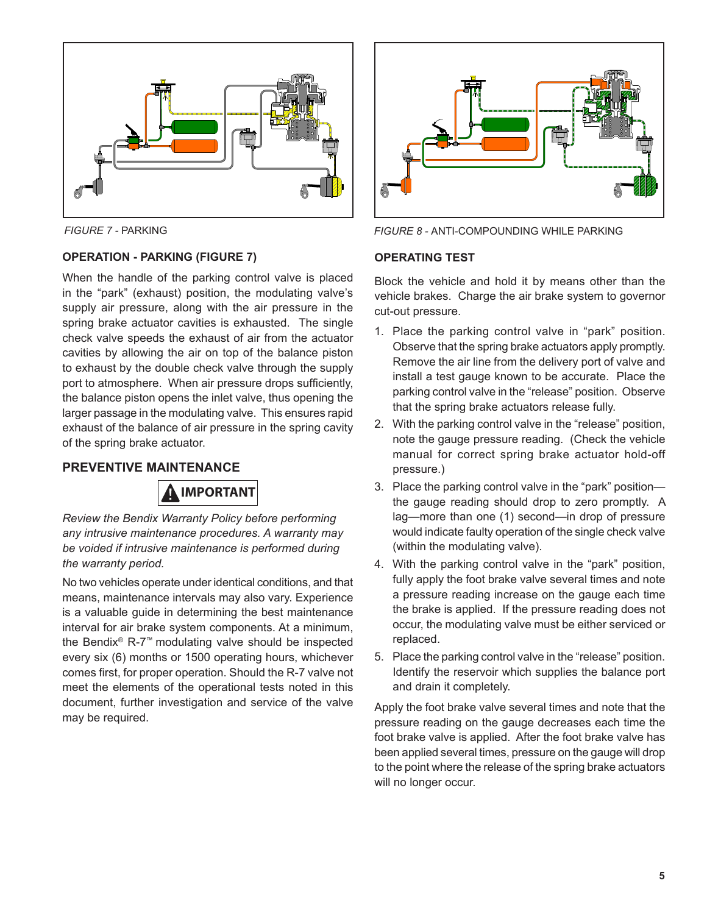*FIGURE 7* - PARKING

*FIGURE 8* - ANTI-COMPOUNDING WHILE PARKING

### OPERATION - PARKING (FIGURE 7)

When the handle of the parking control valve is placed in the "park" (exhaust) position, the modulating valve's supply air pressure, along with the air pressure in the spring brake actuator cavities is exhausted. The single check valve speeds the exhaust of air from the actuator cavities by allowing the air on top of the balance piston to exhaust by the double check valve through the supply port to atmosphere. When air pressure drops sufficiently, the balance piston opens the inlet valve, thus opening the larger passage in the modulating valve. This ensures rapid exhaust of the balance of air pressure in the spring cavity of the spring brake actuator.

## PREVENTIVE MAINTENANCE

**⚠ IMPORTANT**

*Review the Bendix Warranty Policy before performing any intrusive maintenance procedures. A warranty may be voided if intrusive maintenance is performed during the warranty period.*

No two vehicles operate under identical conditions, and that means, maintenance intervals may also vary. Experience is a valuable guide in determining the best maintenance interval for air brake system components. At a minimum, the Bendix® R-7™ modulating valve should be inspected every six (6) months or 1500 operating hours, whichever comes first, for proper operation. Should the R-7 valve not meet the elements of the operational tests noted in this document, further investigation and service of the valve may be required.

### OPERATING TEST

Block the vehicle and hold it by means other than the vehicle brakes. Charge the air brake system to governor cut-out pressure.

1. Place the parking control valve in "park" position. Observe that the spring brake actuators apply promptly. Remove the air line from the delivery port of valve and install a test gauge known to be accurate. Place the parking control valve in the "release" position. Observe that the spring brake actuators release fully.
2. With the parking control valve in the "release" position, note the gauge pressure reading. (Check the vehicle manual for correct spring brake actuator hold-off pressure.)
3. Place the parking control valve in the "park" position—the gauge reading should drop to zero promptly. A lag—more than one (1) second—in drop of pressure would indicate faulty operation of the single check valve (within the modulating valve).
4. With the parking control valve in the "park" position, fully apply the foot brake valve several times and note a pressure reading increase on the gauge each time the brake is applied. If the pressure reading does not occur, the modulating valve must be either serviced or replaced.
5. Place the parking control valve in the "release" position. Identify the reservoir which supplies the balance port and drain it completely.

Apply the foot brake valve several times and note that the pressure reading on the gauge decreases each time the foot brake valve is applied. After the foot brake valve has been applied several times, pressure on the gauge will drop to the point where the release of the spring brake actuators will no longer occur.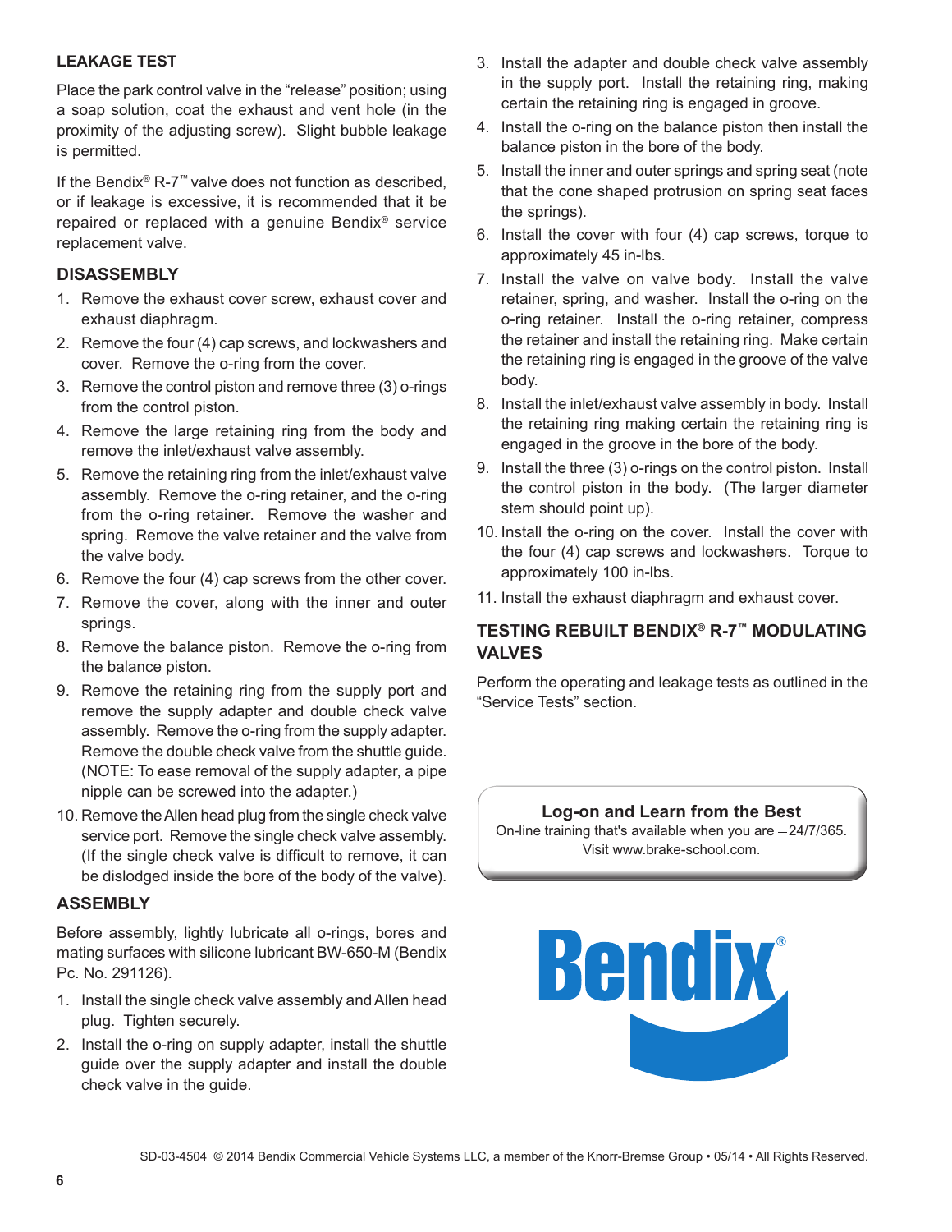### LEAKAGE TEST

Place the park control valve in the "release" position; using a soap solution, coat the exhaust and vent hole (in the proximity of the adjusting screw). Slight bubble leakage is permitted.

If the Bendix® R-7™ valve does not function as described, or if leakage is excessive, it is recommended that it be repaired or replaced with a genuine Bendix® service replacement valve.

### DISASSEMBLY

1. Remove the exhaust cover screw, exhaust cover and exhaust diaphragm.
2. Remove the four (4) cap screws, and lockwashers and cover. Remove the o-ring from the cover.
3. Remove the control piston and remove three (3) o-rings from the control piston.
4. Remove the large retaining ring from the body and remove the inlet/exhaust valve assembly.
5. Remove the retaining ring from the inlet/exhaust valve assembly. Remove the o-ring retainer, and the o-ring from the o-ring retainer. Remove the washer and spring. Remove the valve retainer and the valve from the valve body.
6. Remove the four (4) cap screws from the other cover.
7. Remove the cover, along with the inner and outer springs.
8. Remove the balance piston. Remove the o-ring from the balance piston.
9. Remove the retaining ring from the supply port and remove the supply adapter and double check valve assembly. Remove the o-ring from the supply adapter. Remove the double check valve from the shuttle guide. (NOTE: To ease removal of the supply adapter, a pipe nipple can be screwed into the adapter.)
10. Remove the Allen head plug from the single check valve service port. Remove the single check valve assembly. (If the single check valve is difficult to remove, it can be dislodged inside the bore of the body of the valve).

### ASSEMBLY

Before assembly, lightly lubricate all o-rings, bores and mating surfaces with silicone lubricant BW-650-M (Bendix Pc. No. 291126).

1. Install the single check valve assembly and Allen head plug. Tighten securely.
2. Install the o-ring on supply adapter, install the shuttle guide over the supply adapter and install the double check valve in the guide.
3. Install the adapter and double check valve assembly in the supply port. Install the retaining ring, making certain the retaining ring is engaged in groove.
4. Install the o-ring on the balance piston then install the balance piston in the bore of the body.
5. Install the inner and outer springs and spring seat (note that the cone shaped protrusion on spring seat faces the springs).
6. Install the cover with four (4) cap screws, torque to approximately 45 in-lbs.
7. Install the valve on valve body. Install the valve retainer, spring, and washer. Install the o-ring on the o-ring retainer. Install the o-ring retainer, compress the retainer and install the retaining ring. Make certain the retaining ring is engaged in the groove of the valve body.
8. Install the inlet/exhaust valve assembly in body. Install the retaining ring making certain the retaining ring is engaged in the groove in the bore of the body.
9. Install the three (3) o-rings on the control piston. Install the control piston in the body. (The larger diameter stem should point up).
10. Install the o-ring on the cover. Install the cover with the four (4) cap screws and lockwashers. Torque to approximately 100 in-lbs.
11. Install the exhaust diaphragm and exhaust cover.

### TESTING REBUILT BENDIX® R-7™ MODULATING VALVES

Perform the operating and leakage tests as outlined in the "Service Tests" section.

**Log-on and Learn from the Best**
On-line training that's available when you are – 24/7/365.
Visit www.brake-school.com.

Bendix®

SD-03-4504 © 2014 Bendix Commercial Vehicle Systems LLC, a member of the Knorr-Bremse Group • 05/14 • All Rights Reserved.